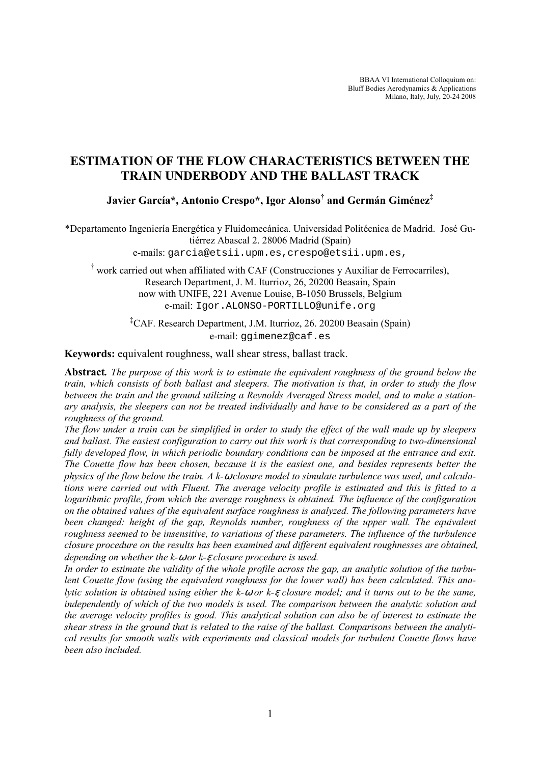BBAA VI International Colloquium on:
Bluff Bodies Aerodynamics & Applications
Milano, Italy, July, 20-24 2008

# ESTIMATION OF THE FLOW CHARACTERISTICS BETWEEN THE TRAIN UNDERBODY AND THE BALLAST TRACK

**Javier García\*, Antonio Crespo\*, Igor Alonso[†] and Germán Giménez[‡]**

\*Departamento Ingeniería Energética y Fluidomecánica. Universidad Politécnica de Madrid. José Gutiérrez Abascal 2. 28006 Madrid (Spain)
e-mails: garcia@etsii.upm.es, crespo@etsii.upm.es,

[†] work carried out when affiliated with CAF (Construcciones y Auxiliar de Ferrocarriles), Research Department, J. M. Iturrioz, 26, 20200 Beasain, Spain
now with UNIFE, 221 Avenue Louise, B-1050 Brussels, Belgium
e-mail: Igor.ALONSO-PORTILLO@unife.org

[‡]CAF. Research Department, J.M. Iturrioz, 26. 20200 Beasain (Spain)
e-mail: ggimenez@caf.es

**Keywords:** equivalent roughness, wall shear stress, ballast track.

**Abstract.** *The purpose of this work is to estimate the equivalent roughness of the ground below the train, which consists of both ballast and sleepers. The motivation is that, in order to study the flow between the train and the ground utilizing a Reynolds Averaged Stress model, and to make a stationary analysis, the sleepers can not be treated individually and have to be considered as a part of the roughness of the ground.*

*The flow under a train can be simplified in order to study the effect of the wall made up by sleepers and ballast. The easiest configuration to carry out this work is that corresponding to two-dimensional fully developed flow, in which periodic boundary conditions can be imposed at the entrance and exit. The Couette flow has been chosen, because it is the easiest one, and besides represents better the physics of the flow below the train. A k-$\omega$ closure model to simulate turbulence was used, and calculations were carried out with Fluent. The average velocity profile is estimated and this is fitted to a logarithmic profile, from which the average roughness is obtained. The influence of the configuration on the obtained values of the equivalent surface roughness is analyzed. The following parameters have been changed: height of the gap, Reynolds number, roughness of the upper wall. The equivalent roughness seemed to be insensitive, to variations of these parameters. The influence of the turbulence closure procedure on the results has been examined and different equivalent roughnesses are obtained, depending on whether the k-$\omega$ or k-$\varepsilon$ closure procedure is used.*

*In order to estimate the validity of the whole profile across the gap, an analytic solution of the turbulent Couette flow (using the equivalent roughness for the lower wall) has been calculated. This analytic solution is obtained using either the k-$\omega$ or k-$\varepsilon$ closure model; and it turns out to be the same, independently of which of the two models is used. The comparison between the analytic solution and the average velocity profiles is good. This analytical solution can also be of interest to estimate the shear stress in the ground that is related to the raise of the ballast. Comparisons between the analytical results for smooth walls with experiments and classical models for turbulent Couette flows have been also included.*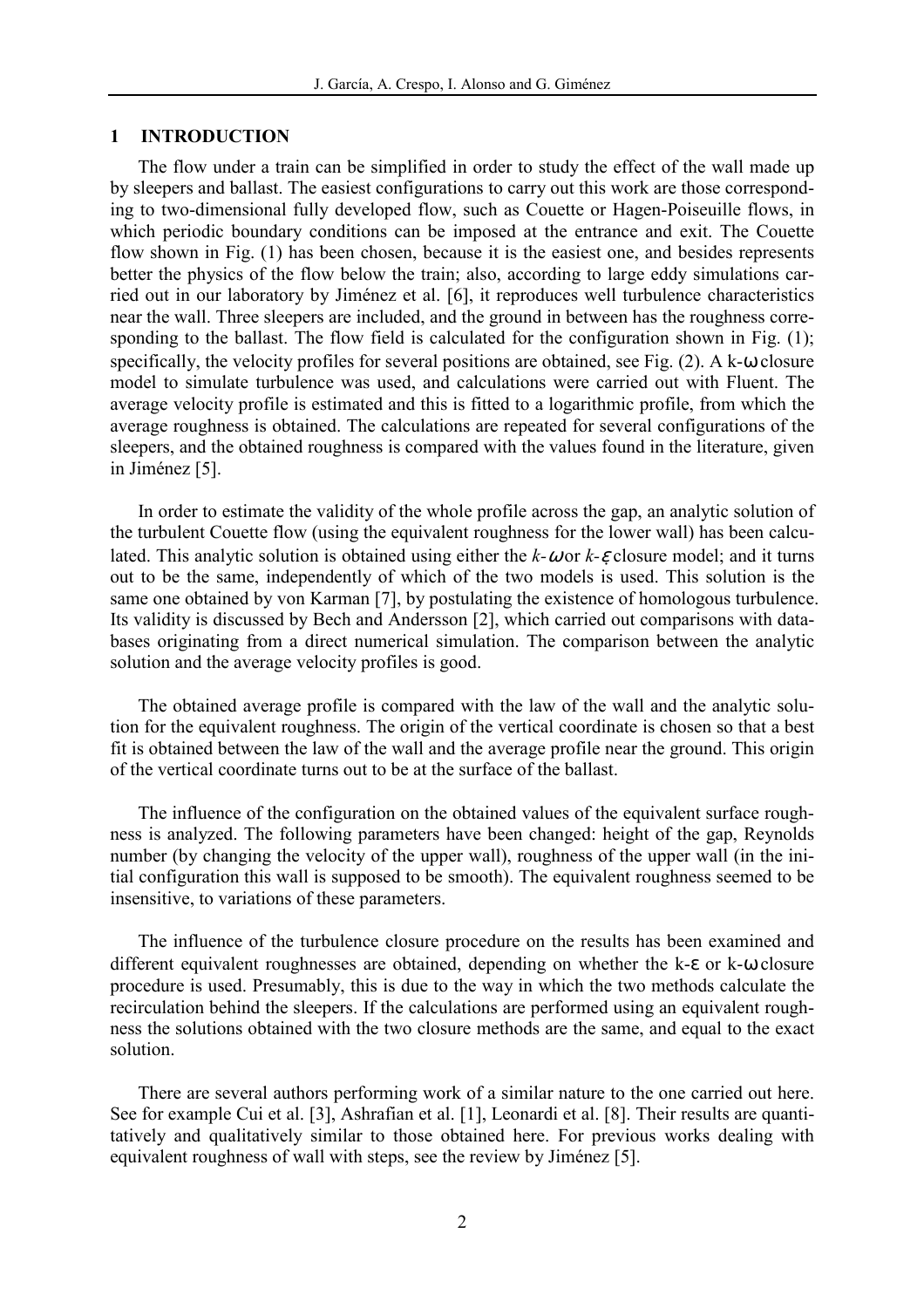## 1 INTRODUCTION

The flow under a train can be simplified in order to study the effect of the wall made up by sleepers and ballast. The easiest configurations to carry out this work are those corresponding to two-dimensional fully developed flow, such as Couette or Hagen-Poiseuille flows, in which periodic boundary conditions can be imposed at the entrance and exit. The Couette flow shown in Fig. (1) has been chosen, because it is the easiest one, and besides represents better the physics of the flow below the train; also, according to large eddy simulations carried out in our laboratory by Jiménez et al. [6], it reproduces well turbulence characteristics near the wall. Three sleepers are included, and the ground in between has the roughness corresponding to the ballast. The flow field is calculated for the configuration shown in Fig. (1); specifically, the velocity profiles for several positions are obtained, see Fig. (2). A $k$-$\omega$ closure model to simulate turbulence was used, and calculations were carried out with Fluent. The average velocity profile is estimated and this is fitted to a logarithmic profile, from which the average roughness is obtained. The calculations are repeated for several configurations of the sleepers, and the obtained roughness is compared with the values found in the literature, given in Jiménez [5].

In order to estimate the validity of the whole profile across the gap, an analytic solution of the turbulent Couette flow (using the equivalent roughness for the lower wall) has been calculated. This analytic solution is obtained using either the $k$-$\omega$ or $k$-$\varepsilon$ closure model; and it turns out to be the same, independently of which of the two models is used. This solution is the same one obtained by von Karman [7], by postulating the existence of homologous turbulence. Its validity is discussed by Bech and Andersson [2], which carried out comparisons with databases originating from a direct numerical simulation. The comparison between the analytic solution and the average velocity profiles is good.

The obtained average profile is compared with the law of the wall and the analytic solution for the equivalent roughness. The origin of the vertical coordinate is chosen so that a best fit is obtained between the law of the wall and the average profile near the ground. This origin of the vertical coordinate turns out to be at the surface of the ballast.

The influence of the configuration on the obtained values of the equivalent surface roughness is analyzed. The following parameters have been changed: height of the gap, Reynolds number (by changing the velocity of the upper wall), roughness of the upper wall (in the initial configuration this wall is supposed to be smooth). The equivalent roughness seemed to be insensitive, to variations of these parameters.

The influence of the turbulence closure procedure on the results has been examined and different equivalent roughnesses are obtained, depending on whether the $k$-$\varepsilon$ or $k$-$\omega$ closure procedure is used. Presumably, this is due to the way in which the two methods calculate the recirculation behind the sleepers. If the calculations are performed using an equivalent roughness the solutions obtained with the two closure methods are the same, and equal to the exact solution.

There are several authors performing work of a similar nature to the one carried out here. See for example Cui et al. [3], Ashrafian et al. [1], Leonardi et al. [8]. Their results are quantitatively and qualitatively similar to those obtained here. For previous works dealing with equivalent roughness of wall with steps, see the review by Jiménez [5].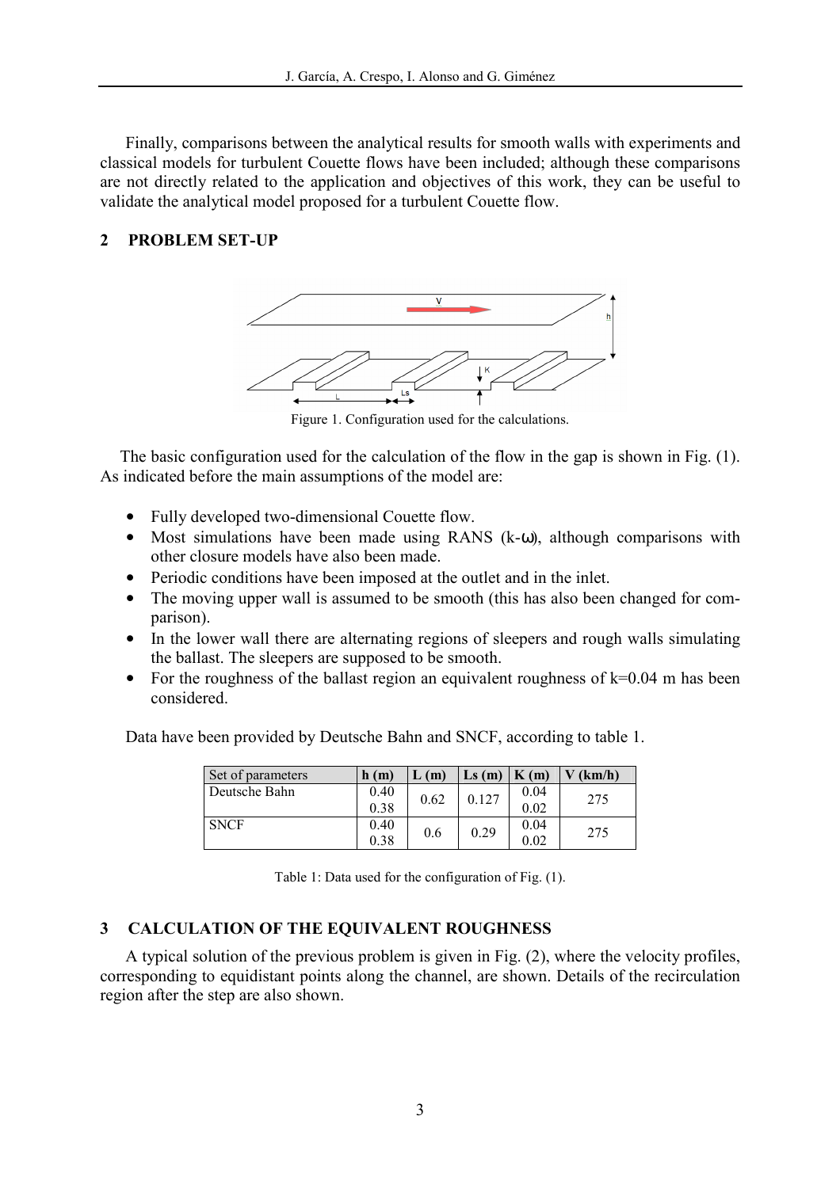Finally, comparisons between the analytical results for smooth walls with experiments and classical models for turbulent Couette flows have been included; although these comparisons are not directly related to the application and objectives of this work, they can be useful to validate the analytical model proposed for a turbulent Couette flow.

## 2 PROBLEM SET-UP

Figure 1. Configuration used for the calculations.

The basic configuration used for the calculation of the flow in the gap is shown in Fig. (1). As indicated before the main assumptions of the model are:

- Fully developed two-dimensional Couette flow.
- Most simulations have been made using RANS (k-ω), although comparisons with other closure models have also been made.
- Periodic conditions have been imposed at the outlet and in the inlet.
- The moving upper wall is assumed to be smooth (this has also been changed for comparison).
- In the lower wall there are alternating regions of sleepers and rough walls simulating the ballast. The sleepers are supposed to be smooth.
- For the roughness of the ballast region an equivalent roughness of k=0.04 m has been considered.

Data have been provided by Deutsche Bahn and SNCF, according to table 1.

| Set of parameters | h (m) | L (m) | Ls (m) | K (m) | V (km/h) |
|---|---|---|---|---|---|
| Deutsche Bahn | 0.40<br>0.38 | 0.62 | 0.127 | 0.04<br>0.02 | 275 |
| SNCF | 0.40<br>0.38 | 0.6 | 0.29 | 0.04<br>0.02 | 275 |

Table 1: Data used for the configuration of Fig. (1).

## 3 CALCULATION OF THE EQUIVALENT ROUGHNESS

A typical solution of the previous problem is given in Fig. (2), where the velocity profiles, corresponding to equidistant points along the channel, are shown. Details of the recirculation region after the step are also shown.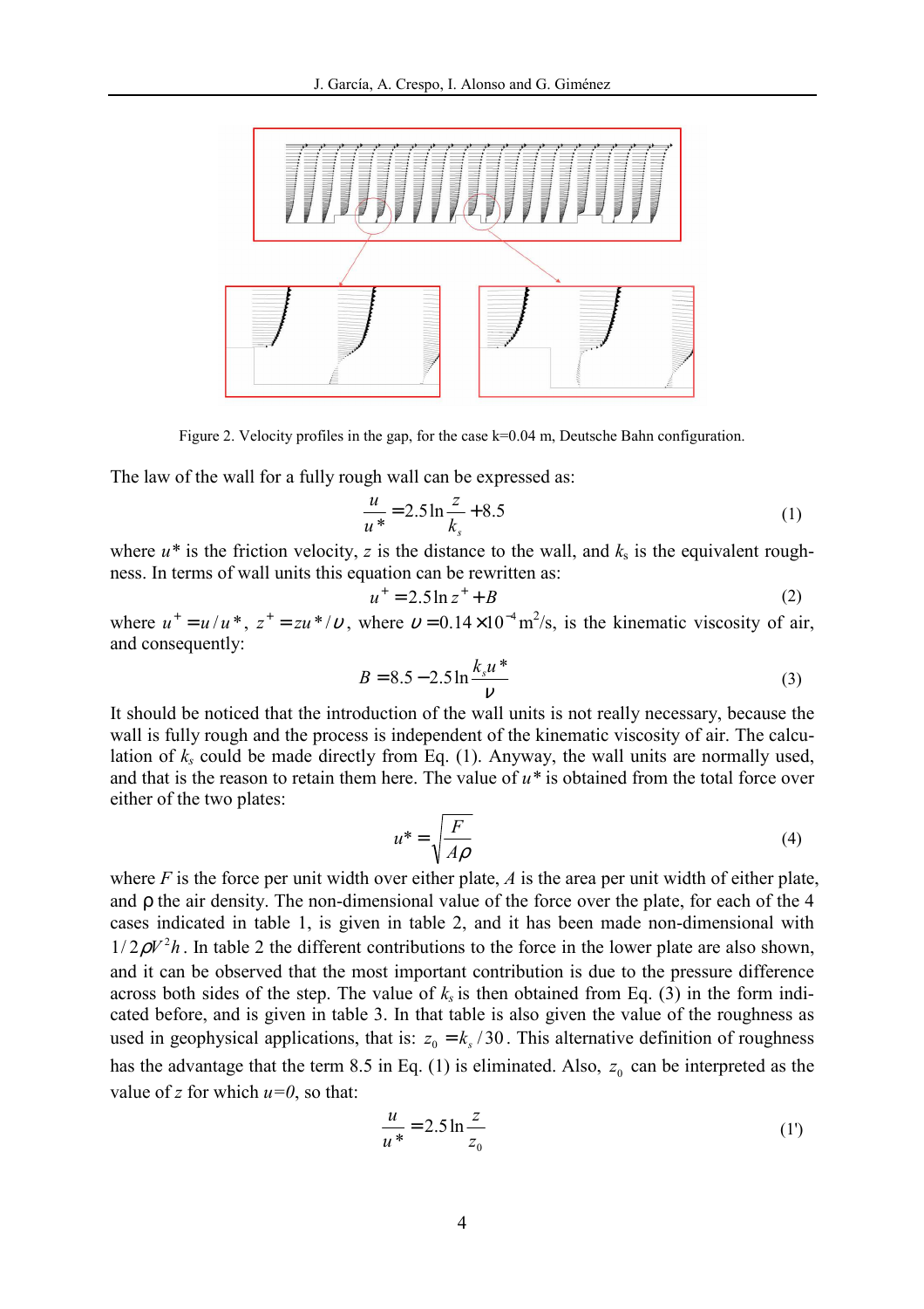Figure 2. Velocity profiles in the gap, for the case k=0.04 m, Deutsche Bahn configuration.

The law of the wall for a fully rough wall can be expressed as:

$$\frac{u}{u^*} = 2.5 \ln \frac{z}{k_s} + 8.5 \tag{1}$$

where $u^*$ is the friction velocity, $z$ is the distance to the wall, and $k_s$ is the equivalent roughness. In terms of wall units this equation can be rewritten as:

$$u^+ = 2.5 \ln z^+ + B \tag{2}$$

where $u^+ = u/u^*$, $z^+ = zu^*/\upsilon$, where $\upsilon = 0.14 \times 10^{-4}$ m$^2$/s, is the kinematic viscosity of air, and consequently:

$$B = 8.5 - 2.5 \ln \frac{k_s u^*}{\nu} \tag{3}$$

It should be noticed that the introduction of the wall units is not really necessary, because the wall is fully rough and the process is independent of the kinematic viscosity of air. The calculation of $k_s$ could be made directly from Eq. (1). Anyway, the wall units are normally used, and that is the reason to retain them here. The value of $u^*$ is obtained from the total force over either of the two plates:

$$u^* = \sqrt{\frac{F}{A\rho}} \tag{4}$$

where $F$ is the force per unit width over either plate, $A$ is the area per unit width of either plate, and $\rho$ the air density. The non-dimensional value of the force over the plate, for each of the 4 cases indicated in table 1, is given in table 2, and it has been made non-dimensional with $1/2\rho V^2 h$. In table 2 the different contributions to the force in the lower plate are also shown, and it can be observed that the most important contribution is due to the pressure difference across both sides of the step. The value of $k_s$ is then obtained from Eq. (3) in the form indicated before, and is given in table 3. In that table is also given the value of the roughness as used in geophysical applications, that is: $z_0 = k_s/30$. This alternative definition of roughness has the advantage that the term 8.5 in Eq. (1) is eliminated. Also, $z_0$ can be interpreted as the value of $z$ for which $u=0$, so that:

$$\frac{u}{u^*} = 2.5 \ln \frac{z}{z_0} \tag{1'}$$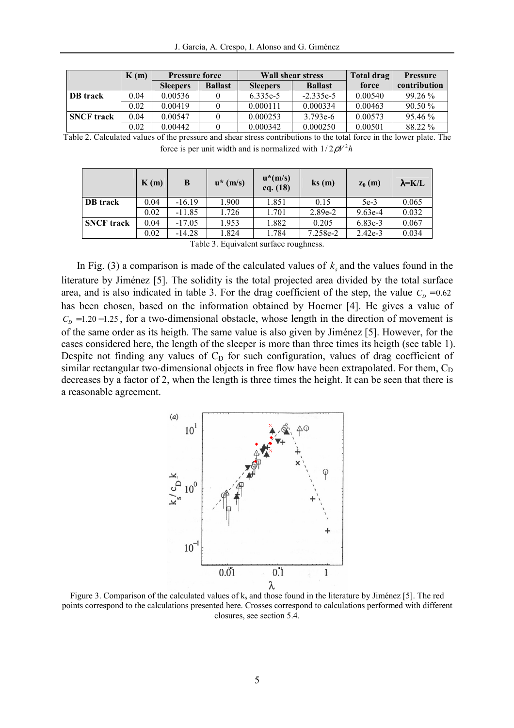|  | K (m) | Pressure force |  | Wall shear stress |  | Total drag force | Pressure contribution |
|---|---|---|---|---|---|---|---|
|  |  | Sleepers | Ballast | Sleepers | Ballast |  |  |
| **DB track** | 0.04 | 0.00536 | 0 | 6.335e-5 | -2.335e-5 | 0.00540 | 99.26 % |
|  | 0.02 | 0.00419 | 0 | 0.000111 | 0.000334 | 0.00463 | 90.50 % |
| **SNCF track** | 0.04 | 0.00547 | 0 | 0.000253 | 3.793e-6 | 0.00573 | 95.46 % |
|  | 0.02 | 0.00442 | 0 | 0.000342 | 0.000250 | 0.00501 | 88.22 % |

Table 2. Calculated values of the pressure and shear stress contributions to the total force in the lower plate. The force is per unit width and is normalized with $1/2\rho V^2 h$

|  | K (m) | B | u* (m/s) | u*(m/s) eq. (18) | ks (m) | $z_0$ (m) | λ=K/L |
|---|---|---|---|---|---|---|---|
| **DB track** | 0.04 | -16.19 | 1.900 | 1.851 | 0.15 | 5e-3 | 0.065 |
|  | 0.02 | -11.85 | 1.726 | 1.701 | 2.89e-2 | 9.63e-4 | 0.032 |
| **SNCF track** | 0.04 | -17.05 | 1.953 | 1.882 | 0.205 | 6.83e-3 | 0.067 |
|  | 0.02 | -14.28 | 1.824 | 1.784 | 7.258e-2 | 2.42e-3 | 0.034 |

Table 3. Equivalent surface roughness.

In Fig. (3) a comparison is made of the calculated values of $k_s$ and the values found in the literature by Jiménez [5]. The solidity is the total projected area divided by the total surface area, and is also indicated in table 3. For the drag coefficient of the step, the value $C_D = 0.62$ has been chosen, based on the information obtained by Hoerner [4]. He gives a value of $C_D = 1.20 - 1.25$, for a two-dimensional obstacle, whose length in the direction of movement is of the same order as its heigth. The same value is also given by Jiménez [5]. However, for the cases considered here, the length of the sleeper is more than three times its heigth (see table 1). Despite not finding any values of $C_D$ for such configuration, values of drag coefficient of similar rectangular two-dimensional objects in free flow have been extrapolated. For them, $C_D$ decreases by a factor of 2, when the length is three times the height. It can be seen that there is a reasonable agreement.

Figure 3. Comparison of the calculated values of $k_s$ and those found in the literature by Jiménez [5]. The red points correspond to the calculations presented here. Crosses correspond to calculations performed with different closures, see section 5.4.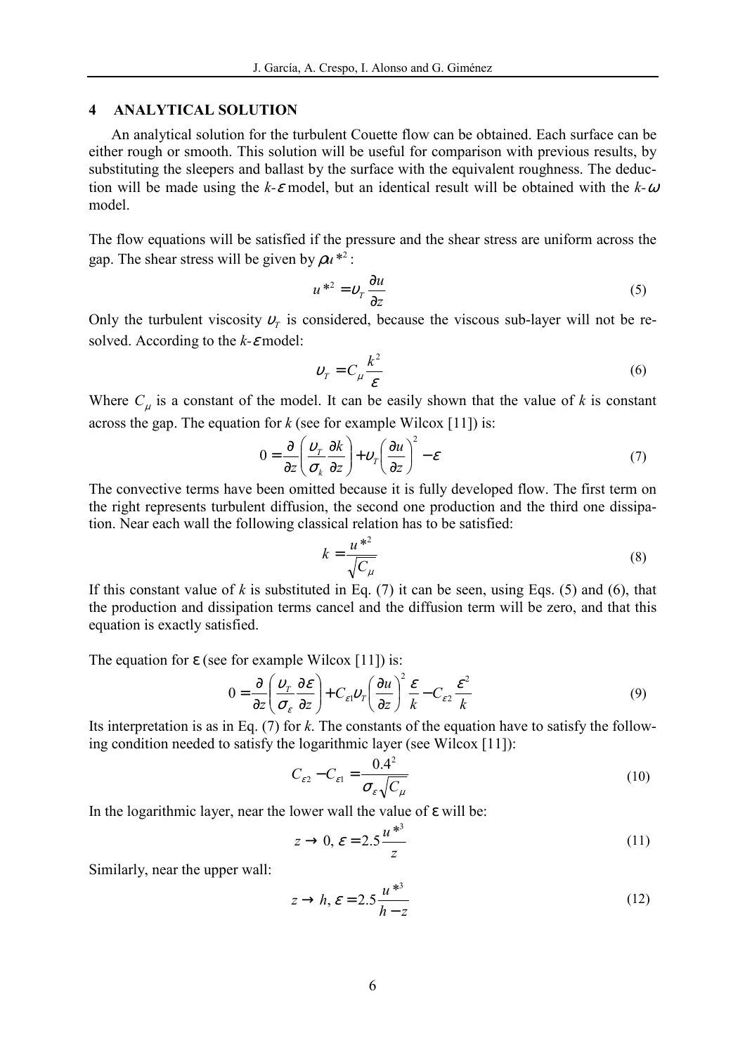## 4 ANALYTICAL SOLUTION

An analytical solution for the turbulent Couette flow can be obtained. Each surface can be either rough or smooth. This solution will be useful for comparison with previous results, by substituting the sleepers and ballast by the surface with the equivalent roughness. The deduction will be made using the *k*-$\varepsilon$ model, but an identical result will be obtained with the *k*-$\omega$ model.

The flow equations will be satisfied if the pressure and the shear stress are uniform across the gap. The shear stress will be given by $\rho u^{*2}$:

$$u^{*2} = \upsilon_T \frac{\partial u}{\partial z} \tag{5}$$

Only the turbulent viscosity $\upsilon_T$ is considered, because the viscous sub-layer will not be resolved. According to the *k*-$\varepsilon$ model:

$$\upsilon_T = C_\mu \frac{k^2}{\varepsilon} \tag{6}$$

Where $C_\mu$ is a constant of the model. It can be easily shown that the value of *k* is constant across the gap. The equation for *k* (see for example Wilcox [11]) is:

$$0 = \frac{\partial}{\partial z}\left(\frac{\upsilon_T}{\sigma_k}\frac{\partial k}{\partial z}\right) + \upsilon_T\left(\frac{\partial u}{\partial z}\right)^2 - \varepsilon \tag{7}$$

The convective terms have been omitted because it is fully developed flow. The first term on the right represents turbulent diffusion, the second one production and the third one dissipation. Near each wall the following classical relation has to be satisfied:

$$k = \frac{u^{*2}}{\sqrt{C_\mu}} \tag{8}$$

If this constant value of *k* is substituted in Eq. (7) it can be seen, using Eqs. (5) and (6), that the production and dissipation terms cancel and the diffusion term will be zero, and that this equation is exactly satisfied.

The equation for $\varepsilon$ (see for example Wilcox [11]) is:

$$0 = \frac{\partial}{\partial z}\left(\frac{\upsilon_T}{\sigma_\varepsilon}\frac{\partial \varepsilon}{\partial z}\right) + C_{\varepsilon 1}\upsilon_T\left(\frac{\partial u}{\partial z}\right)^2 \frac{\varepsilon}{k} - C_{\varepsilon 2}\frac{\varepsilon^2}{k} \tag{9}$$

Its interpretation is as in Eq. (7) for *k*. The constants of the equation have to satisfy the following condition needed to satisfy the logarithmic layer (see Wilcox [11]):

$$C_{\varepsilon 2} - C_{\varepsilon 1} = \frac{0.4^2}{\sigma_\varepsilon \sqrt{C_\mu}} \tag{10}$$

In the logarithmic layer, near the lower wall the value of $\varepsilon$ will be:

$$z \to 0,\ \varepsilon = 2.5\frac{u^{*3}}{z} \tag{11}$$

Similarly, near the upper wall:

$$z \to h,\ \varepsilon = 2.5\frac{u^{*3}}{h - z} \tag{12}$$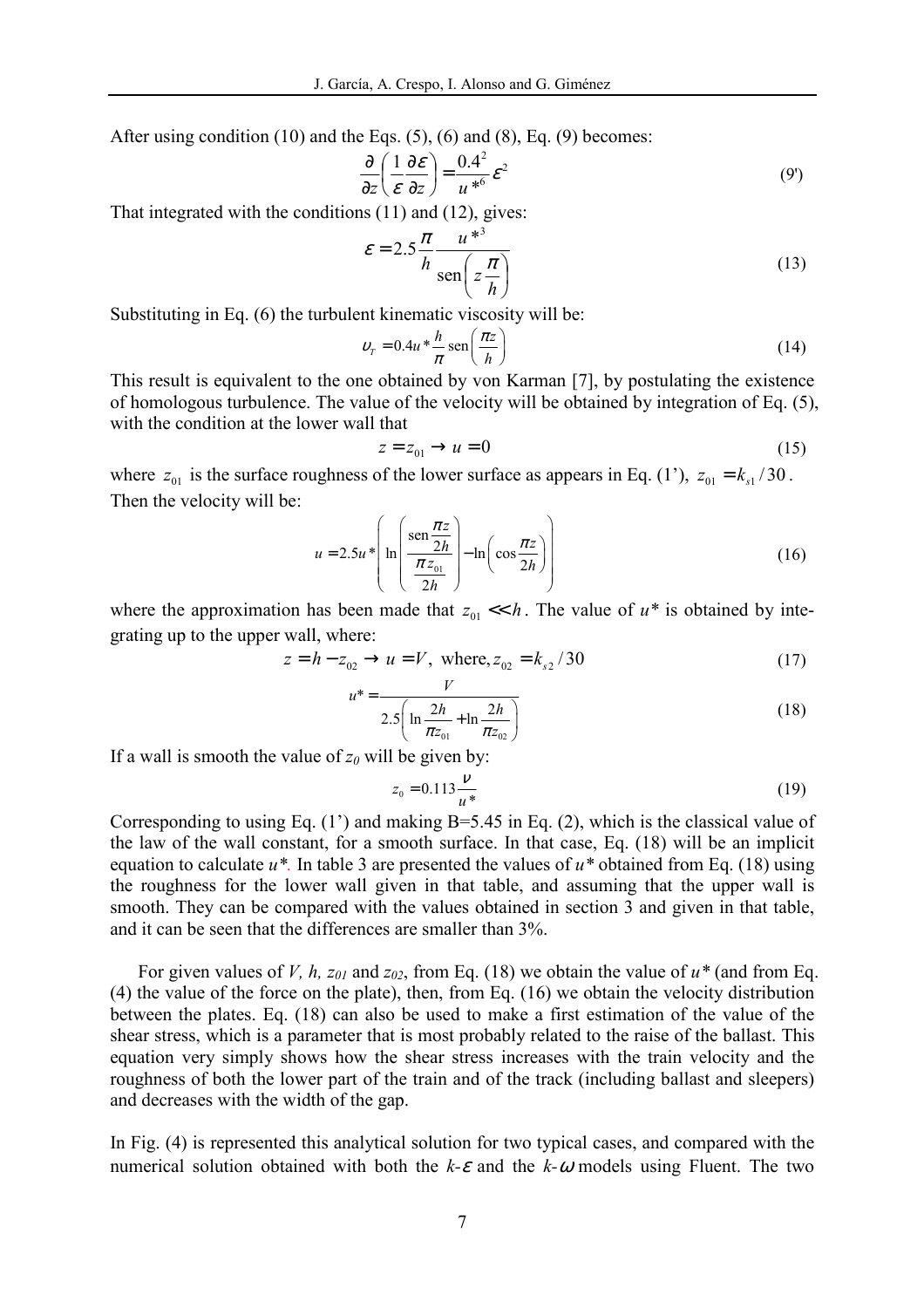After using condition (10) and the Eqs. (5), (6) and (8), Eq. (9) becomes:

$$\frac{\partial}{\partial z}\left(\frac{1}{\varepsilon}\frac{\partial \varepsilon}{\partial z}\right)=\frac{0.4^2}{u^{*6}}\varepsilon^2 \tag{9'}$$

That integrated with the conditions (11) and (12), gives:

$$\varepsilon = 2.5\frac{\pi}{h}\frac{u^{*3}}{\operatorname{sen}\left(z\frac{\pi}{h}\right)} \tag{13}$$

Substituting in Eq. (6) the turbulent kinematic viscosity will be:

$$\upsilon_T = 0.4u^*\frac{h}{\pi}\operatorname{sen}\left(\frac{\pi z}{h}\right) \tag{14}$$

This result is equivalent to the one obtained by von Karman [7], by postulating the existence of homologous turbulence. The value of the velocity will be obtained by integration of Eq. (5), with the condition at the lower wall that

$$z = z_{01} \rightarrow u = 0 \tag{15}$$

where $z_{01}$ is the surface roughness of the lower surface as appears in Eq. (1'), $z_{01} = k_{s1}/30$. Then the velocity will be:

$$u = 2.5u^*\left(\ln\left(\frac{\operatorname{sen}\frac{\pi z}{2h}}{\frac{\pi z_{01}}{2h}}\right)-\ln\left(\cos\frac{\pi z}{2h}\right)\right) \tag{16}$$

where the approximation has been made that $z_{01} \ll h$. The value of $u^*$ is obtained by integrating up to the upper wall, where:

$$z = h - z_{02} \rightarrow u = V,\ \text{where}, z_{02} = k_{s2}/30 \tag{17}$$

$$u^* = \frac{V}{2.5\left(\ln\frac{2h}{\pi z_{01}}+\ln\frac{2h}{\pi z_{02}}\right)} \tag{18}$$

If a wall is smooth the value of $z_0$ will be given by:

$$z_0 = 0.113\frac{\nu}{u^*} \tag{19}$$

Corresponding to using Eq. (1') and making B=5.45 in Eq. (2), which is the classical value of the law of the wall constant, for a smooth surface. In that case, Eq. (18) will be an implicit equation to calculate $u^*$. In table 3 are presented the values of $u^*$ obtained from Eq. (18) using the roughness for the lower wall given in that table, and assuming that the upper wall is smooth. They can be compared with the values obtained in section 3 and given in that table, and it can be seen that the differences are smaller than 3%.

For given values of $V$, $h$, $z_{01}$ and $z_{02}$, from Eq. (18) we obtain the value of $u^*$ (and from Eq. (4) the value of the force on the plate), then, from Eq. (16) we obtain the velocity distribution between the plates. Eq. (18) can also be used to make a first estimation of the value of the shear stress, which is a parameter that is most probably related to the raise of the ballast. This equation very simply shows how the shear stress increases with the train velocity and the roughness of both the lower part of the train and of the track (including ballast and sleepers) and decreases with the width of the gap.

In Fig. (4) is represented this analytical solution for two typical cases, and compared with the numerical solution obtained with both the $k$-$\varepsilon$ and the $k$-$\omega$ models using Fluent. The two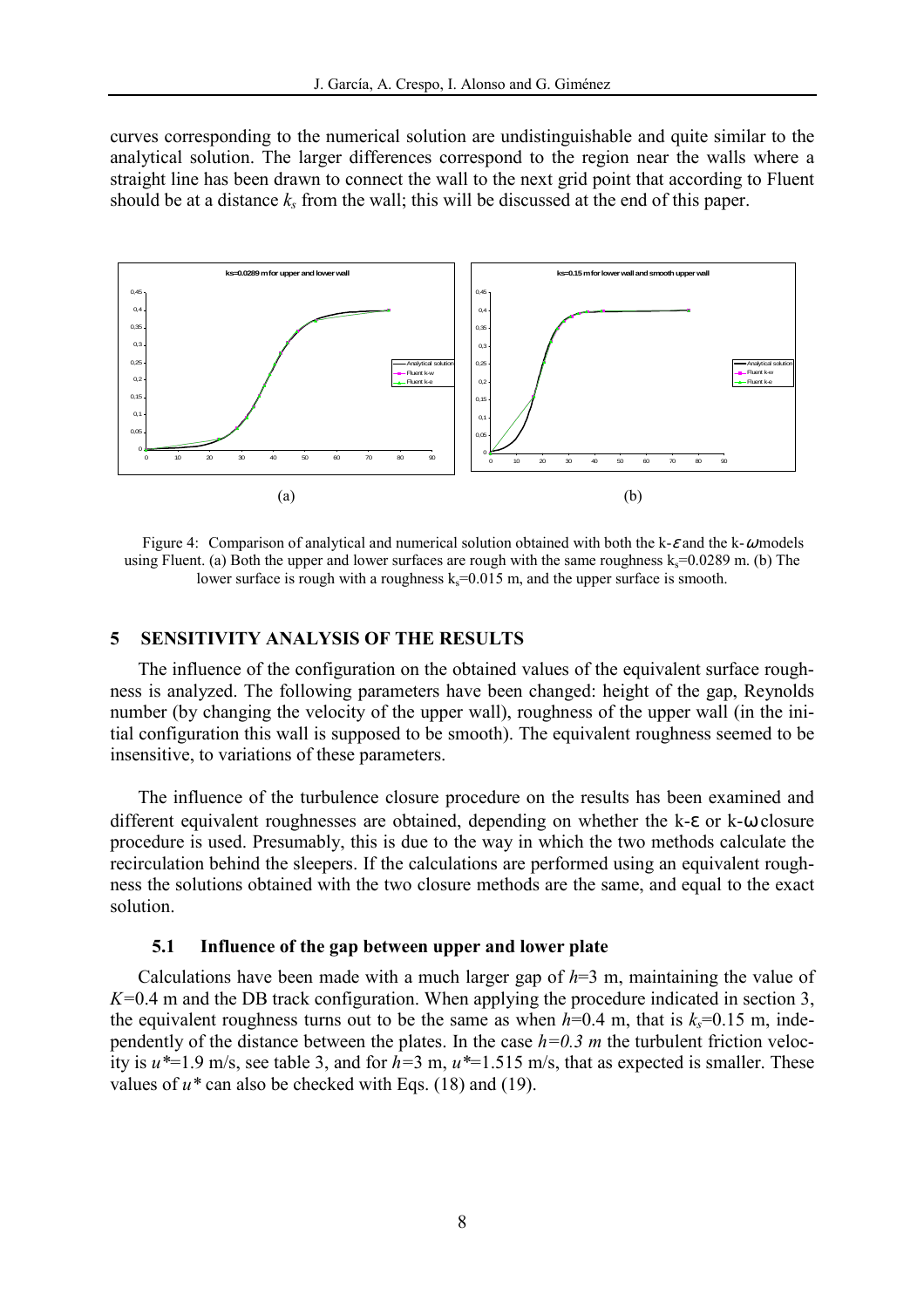curves corresponding to the numerical solution are undistinguishable and quite similar to the analytical solution. The larger differences correspond to the region near the walls where a straight line has been drawn to connect the wall to the next grid point that according to Fluent should be at a distance $k_s$ from the wall; this will be discussed at the end of this paper.

(a)

(b)

Figure 4: Comparison of analytical and numerical solution obtained with both the k-$\varepsilon$ and the k-$\omega$ models using Fluent. (a) Both the upper and lower surfaces are rough with the same roughness $k_s$=0.0289 m. (b) The lower surface is rough with a roughness $k_s$=0.015 m, and the upper surface is smooth.

## 5 SENSITIVITY ANALYSIS OF THE RESULTS

The influence of the configuration on the obtained values of the equivalent surface roughness is analyzed. The following parameters have been changed: height of the gap, Reynolds number (by changing the velocity of the upper wall), roughness of the upper wall (in the initial configuration this wall is supposed to be smooth). The equivalent roughness seemed to be insensitive, to variations of these parameters.

The influence of the turbulence closure procedure on the results has been examined and different equivalent roughnesses are obtained, depending on whether the k-ε or k-ω closure procedure is used. Presumably, this is due to the way in which the two methods calculate the recirculation behind the sleepers. If the calculations are performed using an equivalent roughness the solutions obtained with the two closure methods are the same, and equal to the exact solution.

### 5.1 Influence of the gap between upper and lower plate

Calculations have been made with a much larger gap of $h$=3 m, maintaining the value of $K$=0.4 m and the DB track configuration. When applying the procedure indicated in section 3, the equivalent roughness turns out to be the same as when $h$=0.4 m, that is $k_s$=0.15 m, independently of the distance between the plates. In the case $h=0.3$ m the turbulent friction velocity is $u^*$=1.9 m/s, see table 3, and for $h$=3 m, $u^*$=1.515 m/s, that as expected is smaller. These values of $u^*$ can also be checked with Eqs. (18) and (19).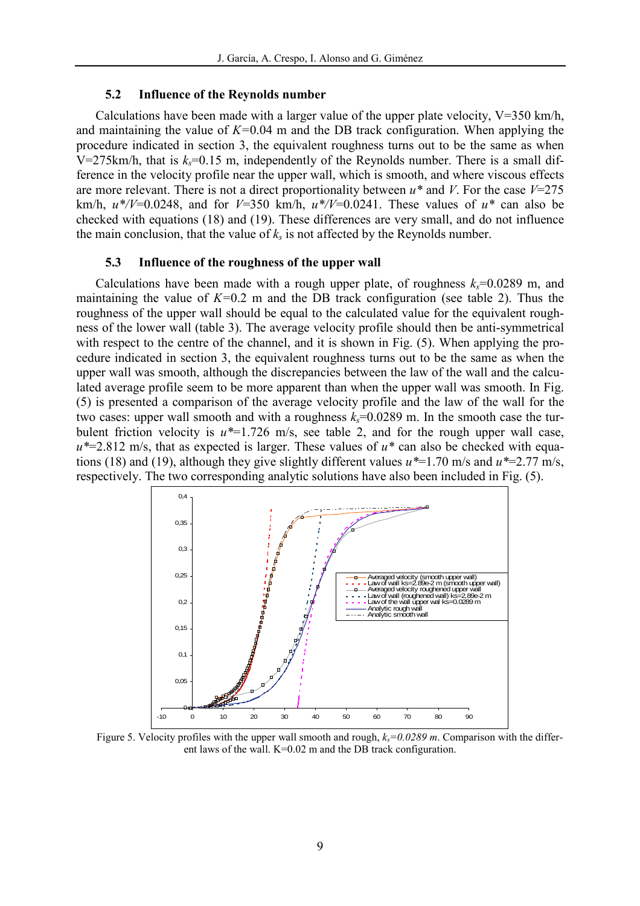### 5.2 Influence of the Reynolds number

Calculations have been made with a larger value of the upper plate velocity, V=350 km/h, and maintaining the value of $K$=0.04 m and the DB track configuration. When applying the procedure indicated in section 3, the equivalent roughness turns out to be the same as when V=275km/h, that is $k_s$=0.15 m, independently of the Reynolds number. There is a small difference in the velocity profile near the upper wall, which is smooth, and where viscous effects are more relevant. There is not a direct proportionality between $u^*$ and $V$. For the case $V$=275 km/h, $u^*/V$=0.0248, and for $V$=350 km/h, $u^*/V$=0.0241. These values of $u^*$ can also be checked with equations (18) and (19). These differences are very small, and do not influence the main conclusion, that the value of $k_s$ is not affected by the Reynolds number.

### 5.3 Influence of the roughness of the upper wall

Calculations have been made with a rough upper plate, of roughness $k_s$=0.0289 m, and maintaining the value of $K$=0.2 m and the DB track configuration (see table 2). Thus the roughness of the upper wall should be equal to the calculated value for the equivalent roughness of the lower wall (table 3). The average velocity profile should then be anti-symmetrical with respect to the centre of the channel, and it is shown in Fig. (5). When applying the procedure indicated in section 3, the equivalent roughness turns out to be the same as when the upper wall was smooth, although the discrepancies between the law of the wall and the calculated average profile seem to be more apparent than when the upper wall was smooth. In Fig. (5) is presented a comparison of the average velocity profile and the law of the wall for the two cases: upper wall smooth and with a roughness $k_s$=0.0289 m. In the smooth case the turbulent friction velocity is $u^*$=1.726 m/s, see table 2, and for the rough upper wall case, $u^*$=2.812 m/s, that as expected is larger. These values of $u^*$ can also be checked with equations (18) and (19), although they give slightly different values $u^*$=1.70 m/s and $u^*$=2.77 m/s, respectively. The two corresponding analytic solutions have also been included in Fig. (5).

Figure 5. Velocity profiles with the upper wall smooth and rough, $k_s$=0.0289 m. Comparison with the different laws of the wall. K=0.02 m and the DB track configuration.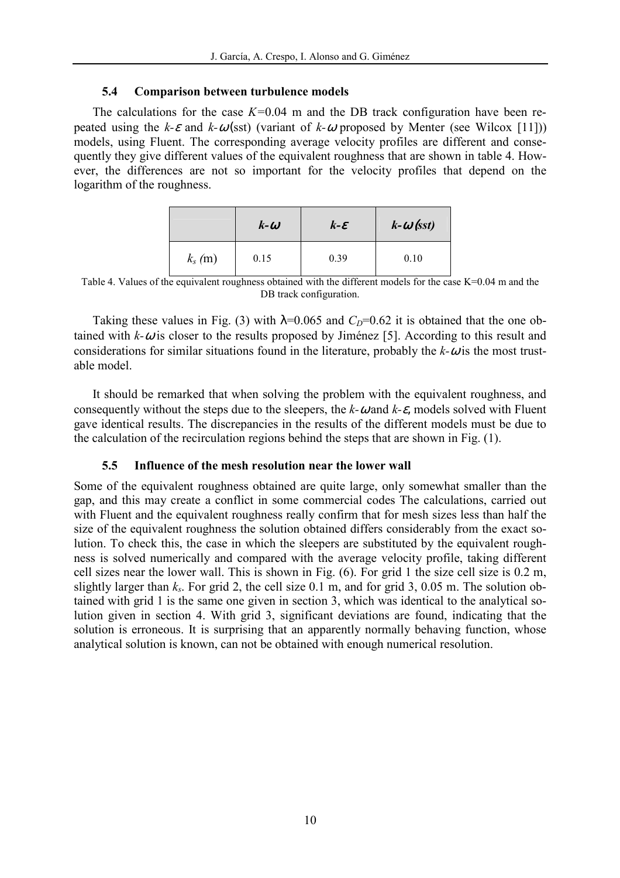### 5.4 Comparison between turbulence models

The calculations for the case $K$=0.04 m and the DB track configuration have been repeated using the $k$-$\varepsilon$ and $k$-$\omega$(sst) (variant of $k$-$\omega$ proposed by Menter (see Wilcox [11])) models, using Fluent. The corresponding average velocity profiles are different and consequently they give different values of the equivalent roughness that are shown in table 4. However, the differences are not so important for the velocity profiles that depend on the logarithm of the roughness.

| | $k$-$\omega$ | $k$-$\varepsilon$ | $k$-$\omega$(sst) |
|---|---|---|---|
| $k_s$ (m) | 0.15 | 0.39 | 0.10 |

Table 4. Values of the equivalent roughness obtained with the different models for the case K=0.04 m and the DB track configuration.

Taking these values in Fig. (3) with $\lambda$=0.065 and $C_D$=0.62 it is obtained that the one obtained with $k$-$\omega$ is closer to the results proposed by Jiménez [5]. According to this result and considerations for similar situations found in the literature, probably the $k$-$\omega$ is the most trustable model.

It should be remarked that when solving the problem with the equivalent roughness, and consequently without the steps due to the sleepers, the $k$-$\omega$ and $k$-$\varepsilon$, models solved with Fluent gave identical results. The discrepancies in the results of the different models must be due to the calculation of the recirculation regions behind the steps that are shown in Fig. (1).

### 5.5 Influence of the mesh resolution near the lower wall

Some of the equivalent roughness obtained are quite large, only somewhat smaller than the gap, and this may create a conflict in some commercial codes The calculations, carried out with Fluent and the equivalent roughness really confirm that for mesh sizes less than half the size of the equivalent roughness the solution obtained differs considerably from the exact solution. To check this, the case in which the sleepers are substituted by the equivalent roughness is solved numerically and compared with the average velocity profile, taking different cell sizes near the lower wall. This is shown in Fig. (6). For grid 1 the size cell size is 0.2 m, slightly larger than $k_s$. For grid 2, the cell size 0.1 m, and for grid 3, 0.05 m. The solution obtained with grid 1 is the same one given in section 3, which was identical to the analytical solution given in section 4. With grid 3, significant deviations are found, indicating that the solution is erroneous. It is surprising that an apparently normally behaving function, whose analytical solution is known, can not be obtained with enough numerical resolution.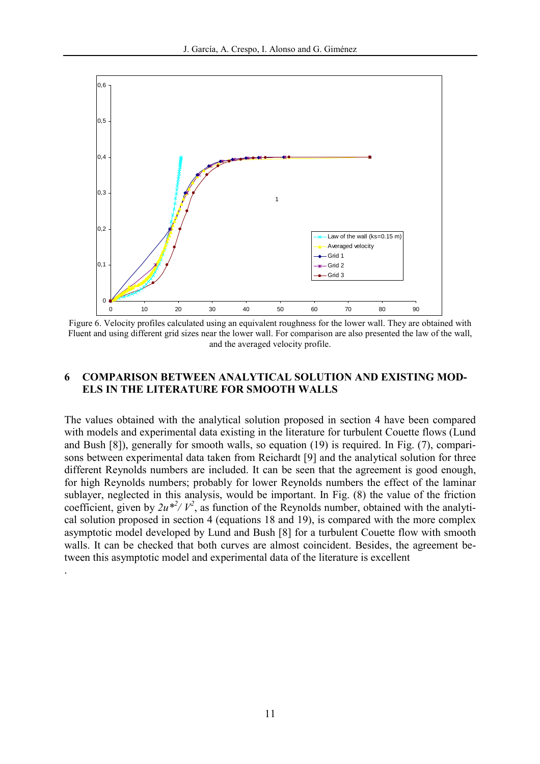Figure 6. Velocity profiles calculated using an equivalent roughness for the lower wall. They are obtained with Fluent and using different grid sizes near the lower wall. For comparison are also presented the law of the wall, and the averaged velocity profile.

## 6 COMPARISON BETWEEN ANALYTICAL SOLUTION AND EXISTING MODELS IN THE LITERATURE FOR SMOOTH WALLS

The values obtained with the analytical solution proposed in section 4 have been compared with models and experimental data existing in the literature for turbulent Couette flows (Lund and Bush [8]), generally for smooth walls, so equation (19) is required. In Fig. (7), comparisons between experimental data taken from Reichardt [9] and the analytical solution for three different Reynolds numbers are included. It can be seen that the agreement is good enough, for high Reynolds numbers; probably for lower Reynolds numbers the effect of the laminar sublayer, neglected in this analysis, would be important. In Fig. (8) the value of the friction coefficient, given by $2u^{*2}/V^2$, as function of the Reynolds number, obtained with the analytical solution proposed in section 4 (equations 18 and 19), is compared with the more complex asymptotic model developed by Lund and Bush [8] for a turbulent Couette flow with smooth walls. It can be checked that both curves are almost coincident. Besides, the agreement between this asymptotic model and experimental data of the literature is excellent

.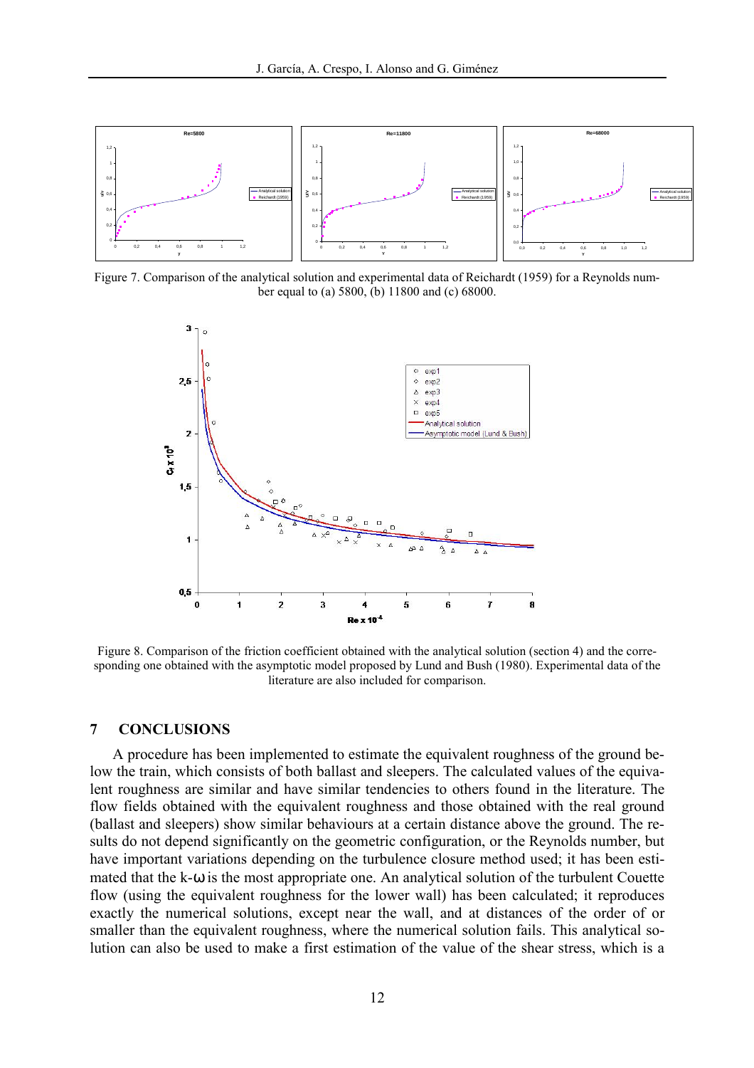Figure 7. Comparison of the analytical solution and experimental data of Reichardt (1959) for a Reynolds number equal to (a) 5800, (b) 11800 and (c) 68000.

Figure 8. Comparison of the friction coefficient obtained with the analytical solution (section 4) and the corresponding one obtained with the asymptotic model proposed by Lund and Bush (1980). Experimental data of the literature are also included for comparison.

## 7 CONCLUSIONS

A procedure has been implemented to estimate the equivalent roughness of the ground below the train, which consists of both ballast and sleepers. The calculated values of the equivalent roughness are similar and have similar tendencies to others found in the literature. The flow fields obtained with the equivalent roughness and those obtained with the real ground (ballast and sleepers) show similar behaviours at a certain distance above the ground. The results do not depend significantly on the geometric configuration, or the Reynolds number, but have important variations depending on the turbulence closure method used; it has been estimated that the k-ω is the most appropriate one. An analytical solution of the turbulent Couette flow (using the equivalent roughness for the lower wall) has been calculated; it reproduces exactly the numerical solutions, except near the wall, and at distances of the order of or smaller than the equivalent roughness, where the numerical solution fails. This analytical solution can also be used to make a first estimation of the value of the shear stress, which is a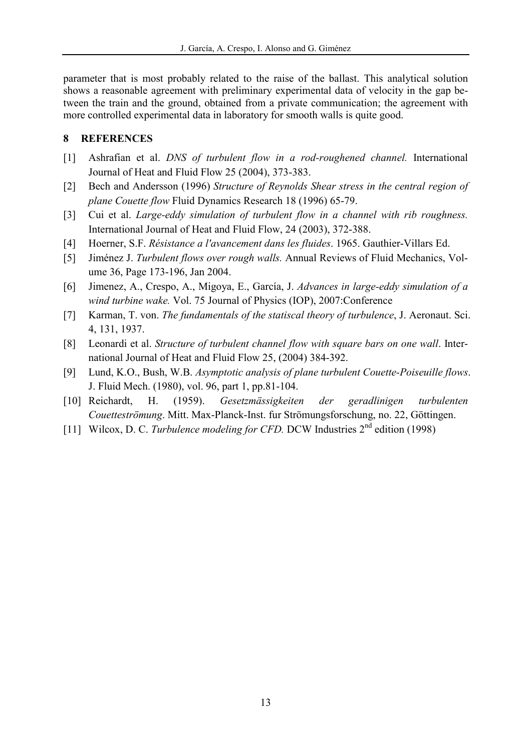parameter that is most probably related to the raise of the ballast. This analytical solution shows a reasonable agreement with preliminary experimental data of velocity in the gap between the train and the ground, obtained from a private communication; the agreement with more controlled experimental data in laboratory for smooth walls is quite good.

## 8 REFERENCES

[1] Ashrafian et al. *DNS of turbulent flow in a rod-roughened channel.* International Journal of Heat and Fluid Flow 25 (2004), 373-383.

[2] Bech and Andersson (1996) *Structure of Reynolds Shear stress in the central region of plane Couette flow* Fluid Dynamics Research 18 (1996) 65-79.

[3] Cui et al. *Large-eddy simulation of turbulent flow in a channel with rib roughness.* International Journal of Heat and Fluid Flow, 24 (2003), 372-388.

[4] Hoerner, S.F. *Résistance a l'avancement dans les fluides*. 1965. Gauthier-Villars Ed.

[5] Jiménez J. *Turbulent flows over rough walls.* Annual Reviews of Fluid Mechanics, Volume 36, Page 173-196, Jan 2004.

[6] Jimenez, A., Crespo, A., Migoya, E., García, J. *Advances in large-eddy simulation of a wind turbine wake.* Vol. 75 Journal of Physics (IOP), 2007:Conference

[7] Karman, T. von. *The fundamentals of the statiscal theory of turbulence*, J. Aeronaut. Sci. 4, 131, 1937.

[8] Leonardi et al. *Structure of turbulent channel flow with square bars on one wall*. International Journal of Heat and Fluid Flow 25, (2004) 384-392.

[9] Lund, K.O., Bush, W.B. *Asymptotic analysis of plane turbulent Couette-Poiseuille flows*. J. Fluid Mech. (1980), vol. 96, part 1, pp.81-104.

[10] Reichardt, H. (1959). *Gesetzmässigkeiten der geradlinigen turbulenten Couetteströmung*. Mitt. Max-Planck-Inst. fur Strömungsforschung, no. 22, Göttingen.

[11] Wilcox, D. C. *Turbulence modeling for CFD.* DCW Industries 2nd edition (1998)